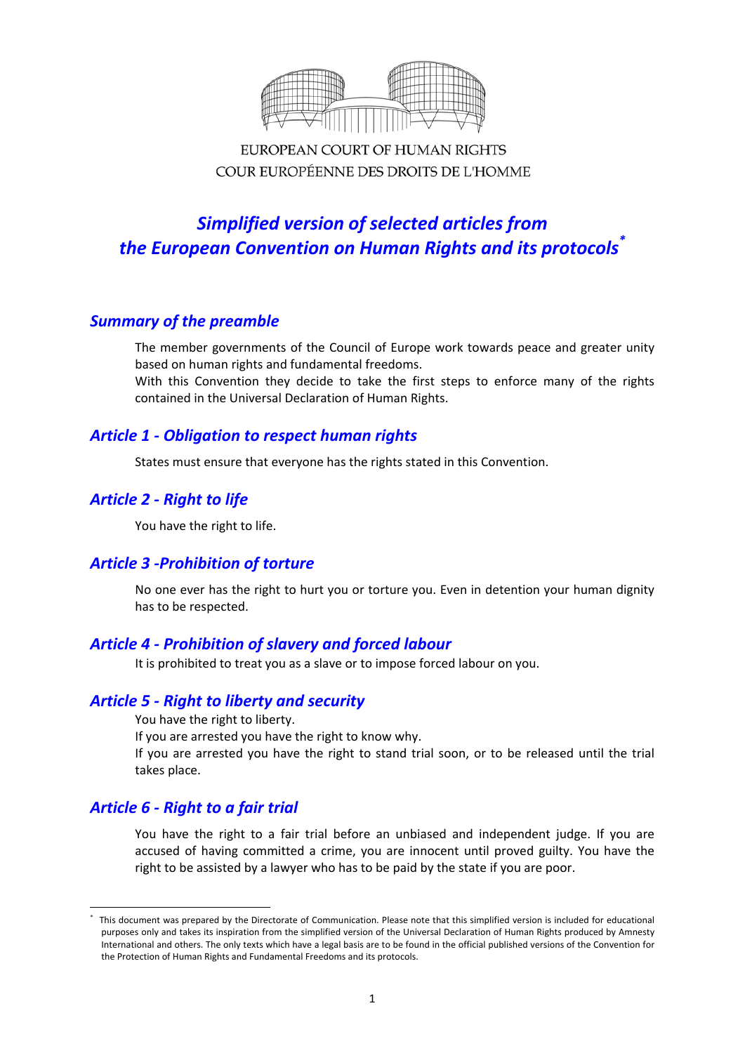EUROPEAN COURT OF HUMAN RIGHTS
COUR EUROPÉENNE DES DROITS DE L'HOMME

# *Simplified version of selected articles from the European Convention on Human Rights and its protocols*[*]

## *Summary of the preamble*

The member governments of the Council of Europe work towards peace and greater unity based on human rights and fundamental freedoms.
With this Convention they decide to take the first steps to enforce many of the rights contained in the Universal Declaration of Human Rights.

## *Article 1 - Obligation to respect human rights*

States must ensure that everyone has the rights stated in this Convention.

## *Article 2 - Right to life*

You have the right to life.

## *Article 3 -Prohibition of torture*

No one ever has the right to hurt you or torture you. Even in detention your human dignity has to be respected.

## *Article 4 - Prohibition of slavery and forced labour*

It is prohibited to treat you as a slave or to impose forced labour on you.

## *Article 5 - Right to liberty and security*

You have the right to liberty.
If you are arrested you have the right to know why.
If you are arrested you have the right to stand trial soon, or to be released until the trial takes place.

## *Article 6 - Right to a fair trial*

You have the right to a fair trial before an unbiased and independent judge. If you are accused of having committed a crime, you are innocent until proved guilty. You have the right to be assisted by a lawyer who has to be paid by the state if you are poor.

---

[*] This document was prepared by the Directorate of Communication. Please note that this simplified version is included for educational purposes only and takes its inspiration from the simplified version of the Universal Declaration of Human Rights produced by Amnesty International and others. The only texts which have a legal basis are to be found in the official published versions of the Convention for the Protection of Human Rights and Fundamental Freedoms and its protocols.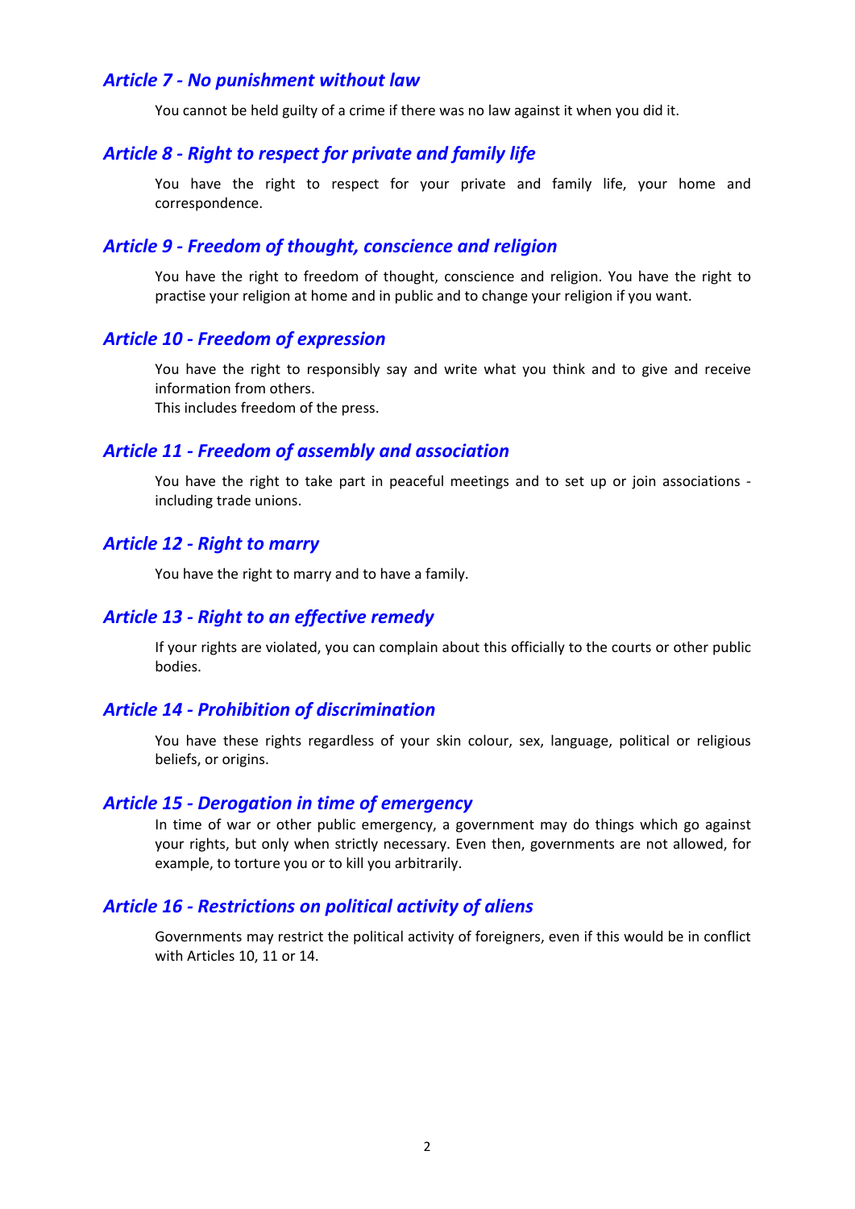### *Article 7 - No punishment without law*

You cannot be held guilty of a crime if there was no law against it when you did it.

### *Article 8 - Right to respect for private and family life*

You have the right to respect for your private and family life, your home and correspondence.

### *Article 9 - Freedom of thought, conscience and religion*

You have the right to freedom of thought, conscience and religion. You have the right to practise your religion at home and in public and to change your religion if you want.

### *Article 10 - Freedom of expression*

You have the right to responsibly say and write what you think and to give and receive information from others.
This includes freedom of the press.

### *Article 11 - Freedom of assembly and association*

You have the right to take part in peaceful meetings and to set up or join associations - including trade unions.

### *Article 12 - Right to marry*

You have the right to marry and to have a family.

### *Article 13 - Right to an effective remedy*

If your rights are violated, you can complain about this officially to the courts or other public bodies.

### *Article 14 - Prohibition of discrimination*

You have these rights regardless of your skin colour, sex, language, political or religious beliefs, or origins.

### *Article 15 - Derogation in time of emergency*

In time of war or other public emergency, a government may do things which go against your rights, but only when strictly necessary. Even then, governments are not allowed, for example, to torture you or to kill you arbitrarily.

### *Article 16 - Restrictions on political activity of aliens*

Governments may restrict the political activity of foreigners, even if this would be in conflict with Articles 10, 11 or 14.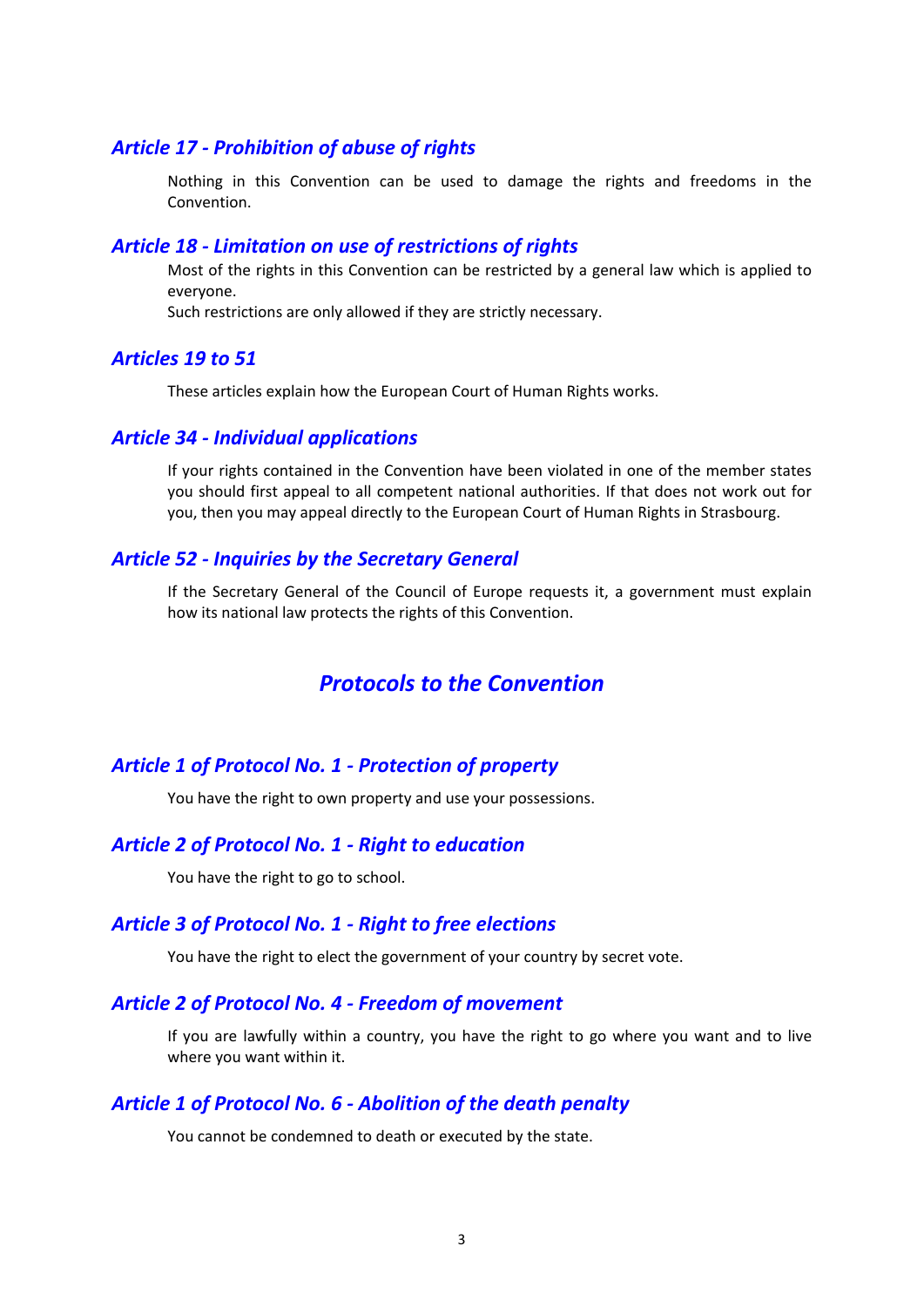### *Article 17 - Prohibition of abuse of rights*

Nothing in this Convention can be used to damage the rights and freedoms in the Convention.

### *Article 18 - Limitation on use of restrictions of rights*

Most of the rights in this Convention can be restricted by a general law which is applied to everyone.
Such restrictions are only allowed if they are strictly necessary.

### *Articles 19 to 51*

These articles explain how the European Court of Human Rights works.

### *Article 34 - Individual applications*

If your rights contained in the Convention have been violated in one of the member states you should first appeal to all competent national authorities. If that does not work out for you, then you may appeal directly to the European Court of Human Rights in Strasbourg.

### *Article 52 - Inquiries by the Secretary General*

If the Secretary General of the Council of Europe requests it, a government must explain how its national law protects the rights of this Convention.

## *Protocols to the Convention*

### *Article 1 of Protocol No. 1 - Protection of property*

You have the right to own property and use your possessions.

### *Article 2 of Protocol No. 1 - Right to education*

You have the right to go to school.

### *Article 3 of Protocol No. 1 - Right to free elections*

You have the right to elect the government of your country by secret vote.

### *Article 2 of Protocol No. 4 - Freedom of movement*

If you are lawfully within a country, you have the right to go where you want and to live where you want within it.

### *Article 1 of Protocol No. 6 - Abolition of the death penalty*

You cannot be condemned to death or executed by the state.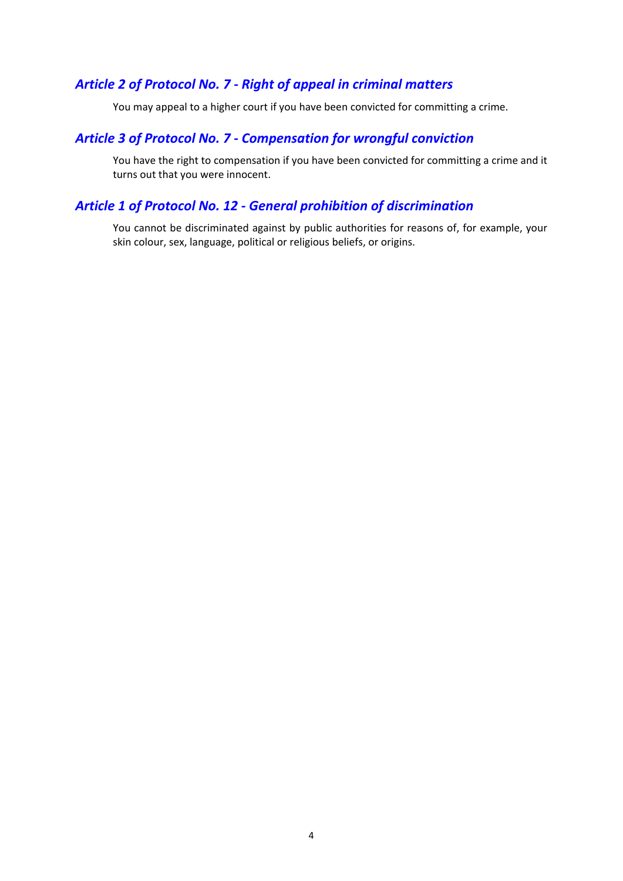## *Article 2 of Protocol No. 7 - Right of appeal in criminal matters*

You may appeal to a higher court if you have been convicted for committing a crime.

## *Article 3 of Protocol No. 7 - Compensation for wrongful conviction*

You have the right to compensation if you have been convicted for committing a crime and it turns out that you were innocent.

## *Article 1 of Protocol No. 12 - General prohibition of discrimination*

You cannot be discriminated against by public authorities for reasons of, for example, your skin colour, sex, language, political or religious beliefs, or origins.